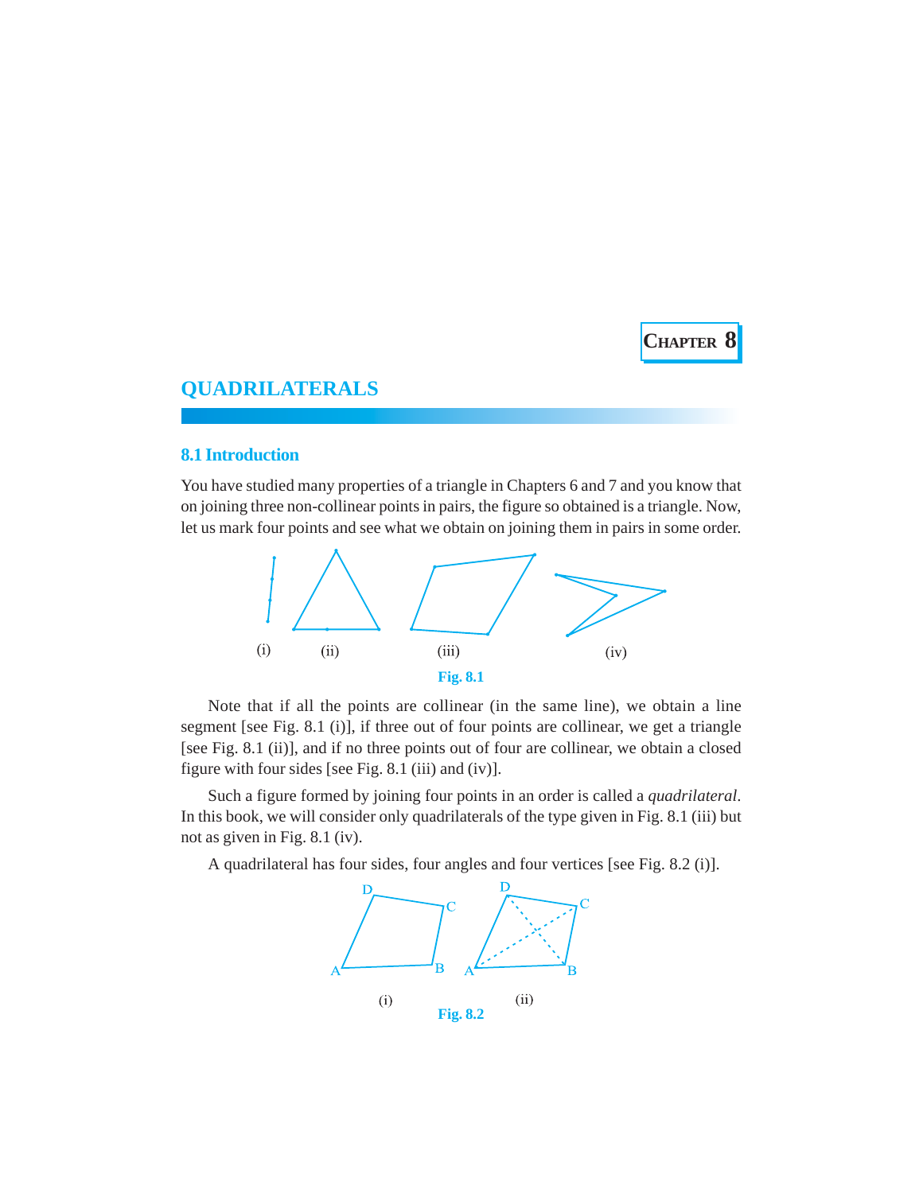CHAPTER 8

# QUADRILATERALS

## 8.1 Introduction

You have studied many properties of a triangle in Chapters 6 and 7 and you know that on joining three non-collinear points in pairs, the figure so obtained is a triangle. Now, let us mark four points and see what we obtain on joining them in pairs in some order.

(i) (ii) (iii) (iv)

Fig. 8.1

Note that if all the points are collinear (in the same line), we obtain a line segment [see Fig. 8.1 (i)], if three out of four points are collinear, we get a triangle [see Fig. 8.1 (ii)], and if no three points out of four are collinear, we obtain a closed figure with four sides [see Fig. 8.1 (iii) and (iv)].

Such a figure formed by joining four points in an order is called a *quadrilateral*. In this book, we will consider only quadrilaterals of the type given in Fig. 8.1 (iii) but not as given in Fig. 8.1 (iv).

A quadrilateral has four sides, four angles and four vertices [see Fig. 8.2 (i)].

(i) (ii)

Fig. 8.2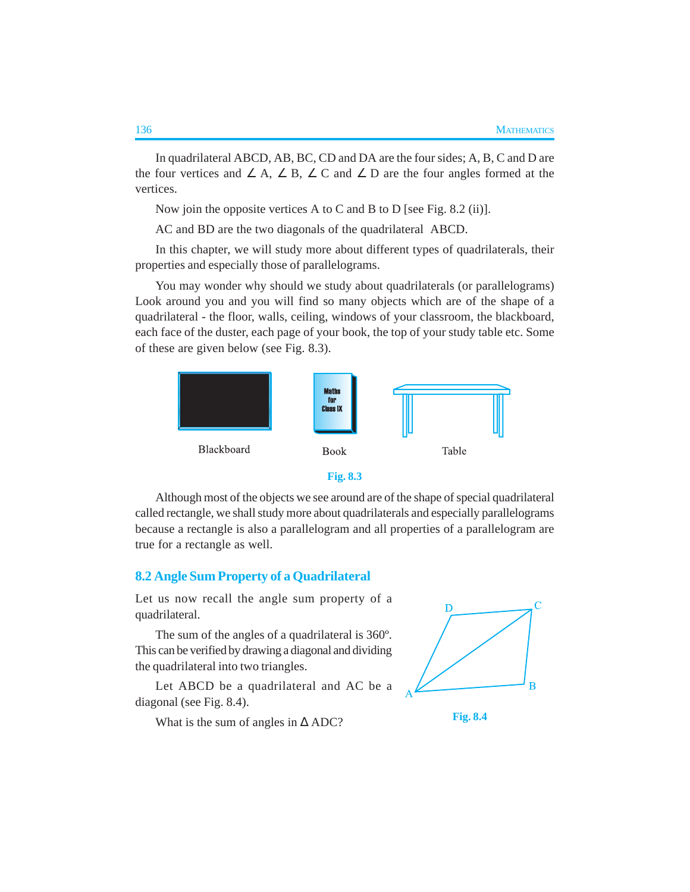In quadrilateral ABCD, AB, BC, CD and DA are the four sides; A, B, C and D are the four vertices and ∠ A, ∠ B, ∠ C and ∠ D are the four angles formed at the vertices.

Now join the opposite vertices A to C and B to D [see Fig. 8.2 (ii)].

AC and BD are the two diagonals of the quadrilateral ABCD.

In this chapter, we will study more about different types of quadrilaterals, their properties and especially those of parallelograms.

You may wonder why should we study about quadrilaterals (or parallelograms) Look around you and you will find so many objects which are of the shape of a quadrilateral - the floor, walls, ceiling, windows of your classroom, the blackboard, each face of the duster, each page of your book, the top of your study table etc. Some of these are given below (see Fig. 8.3).

Blackboard Book Table

**Fig. 8.3**

Although most of the objects we see around are of the shape of special quadrilateral called rectangle, we shall study more about quadrilaterals and especially parallelograms because a rectangle is also a parallelogram and all properties of a parallelogram are true for a rectangle as well.

## 8.2 Angle Sum Property of a Quadrilateral

Let us now recall the angle sum property of a quadrilateral.

The sum of the angles of a quadrilateral is 360º. This can be verified by drawing a diagonal and dividing the quadrilateral into two triangles.

Let ABCD be a quadrilateral and AC be a diagonal (see Fig. 8.4).

**Fig. 8.4**

What is the sum of angles in Δ ADC?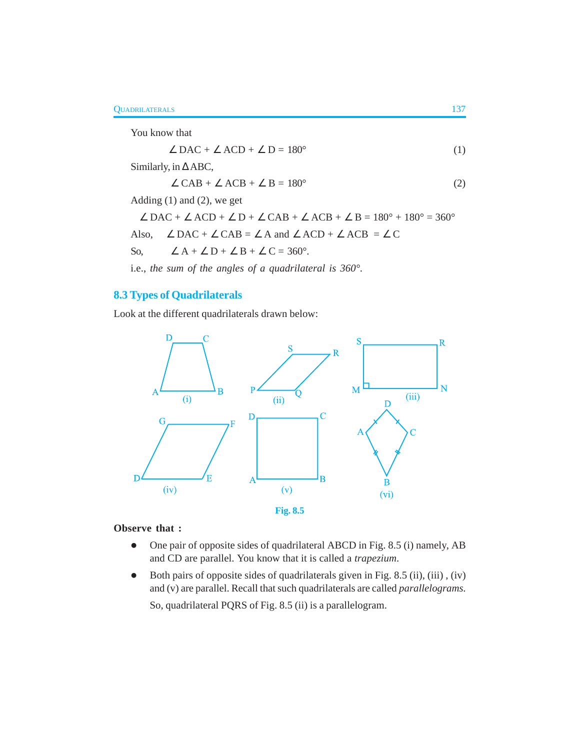You know that

$$\angle DAC + \angle ACD + \angle D = 180° \quad (1)$$

Similarly, in $\Delta ABC$,

$$\angle CAB + \angle ACB + \angle B = 180° \quad (2)$$

Adding (1) and (2), we get

$$\angle DAC + \angle ACD + \angle D + \angle CAB + \angle ACB + \angle B = 180° + 180° = 360°$$

Also, $\angle DAC + \angle CAB = \angle A$ and $\angle ACD + \angle ACB = \angle C$

So, $\angle A + \angle D + \angle B + \angle C = 360°$.

i.e., *the sum of the angles of a quadrilateral is 360°*.

## 8.3 Types of Quadrilaterals

Look at the different quadrilaterals drawn below:

Fig. 8.5

**Observe that :**

- One pair of opposite sides of quadrilateral ABCD in Fig. 8.5 (i) namely, AB and CD are parallel. You know that it is called a *trapezium*.
- Both pairs of opposite sides of quadrilaterals given in Fig. 8.5 (ii), (iii) , (iv) and (v) are parallel. Recall that such quadrilaterals are called *parallelograms.*

  So, quadrilateral PQRS of Fig. 8.5 (ii) is a parallelogram.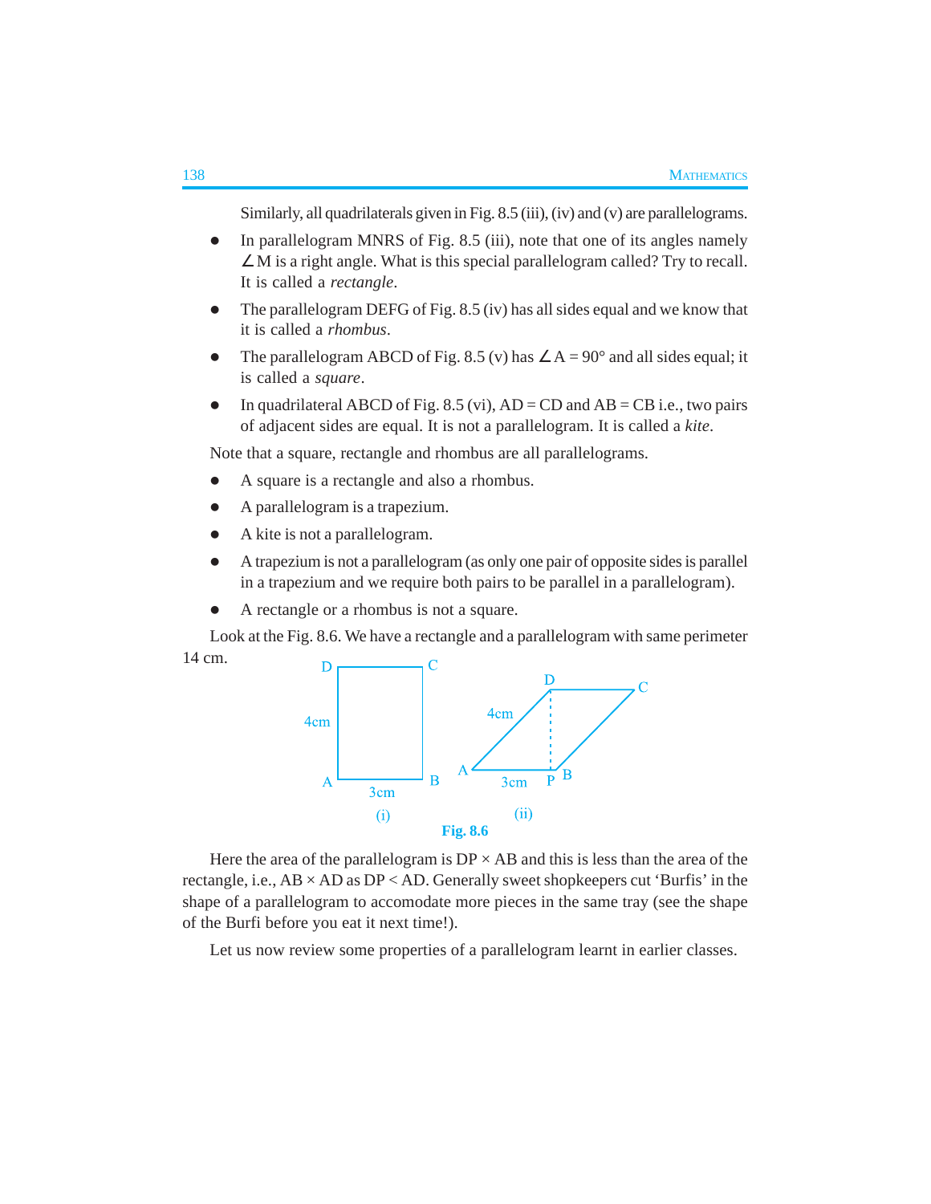Similarly, all quadrilaterals given in Fig. 8.5 (iii), (iv) and (v) are parallelograms.

- In parallelogram MNRS of Fig. 8.5 (iii), note that one of its angles namely $\angle$M is a right angle. What is this special parallelogram called? Try to recall. It is called a *rectangle*.
- The parallelogram DEFG of Fig. 8.5 (iv) has all sides equal and we know that it is called a *rhombus*.
- The parallelogram ABCD of Fig. 8.5 (v) has $\angle A = 90°$ and all sides equal; it is called a *square*.
- In quadrilateral ABCD of Fig. 8.5 (vi), AD = CD and AB = CB i.e., two pairs of adjacent sides are equal. It is not a parallelogram. It is called a *kite*.

Note that a square, rectangle and rhombus are all parallelograms.

- A square is a rectangle and also a rhombus.
- A parallelogram is a trapezium.
- A kite is not a parallelogram.
- A trapezium is not a parallelogram (as only one pair of opposite sides is parallel in a trapezium and we require both pairs to be parallel in a parallelogram).
- A rectangle or a rhombus is not a square.

Look at the Fig. 8.6. We have a rectangle and a parallelogram with same perimeter 14 cm.

Fig. 8.6

Here the area of the parallelogram is DP × AB and this is less than the area of the rectangle, i.e., AB × AD as DP < AD. Generally sweet shopkeepers cut 'Burfis' in the shape of a parallelogram to accomodate more pieces in the same tray (see the shape of the Burfi before you eat it next time!).

Let us now review some properties of a parallelogram learnt in earlier classes.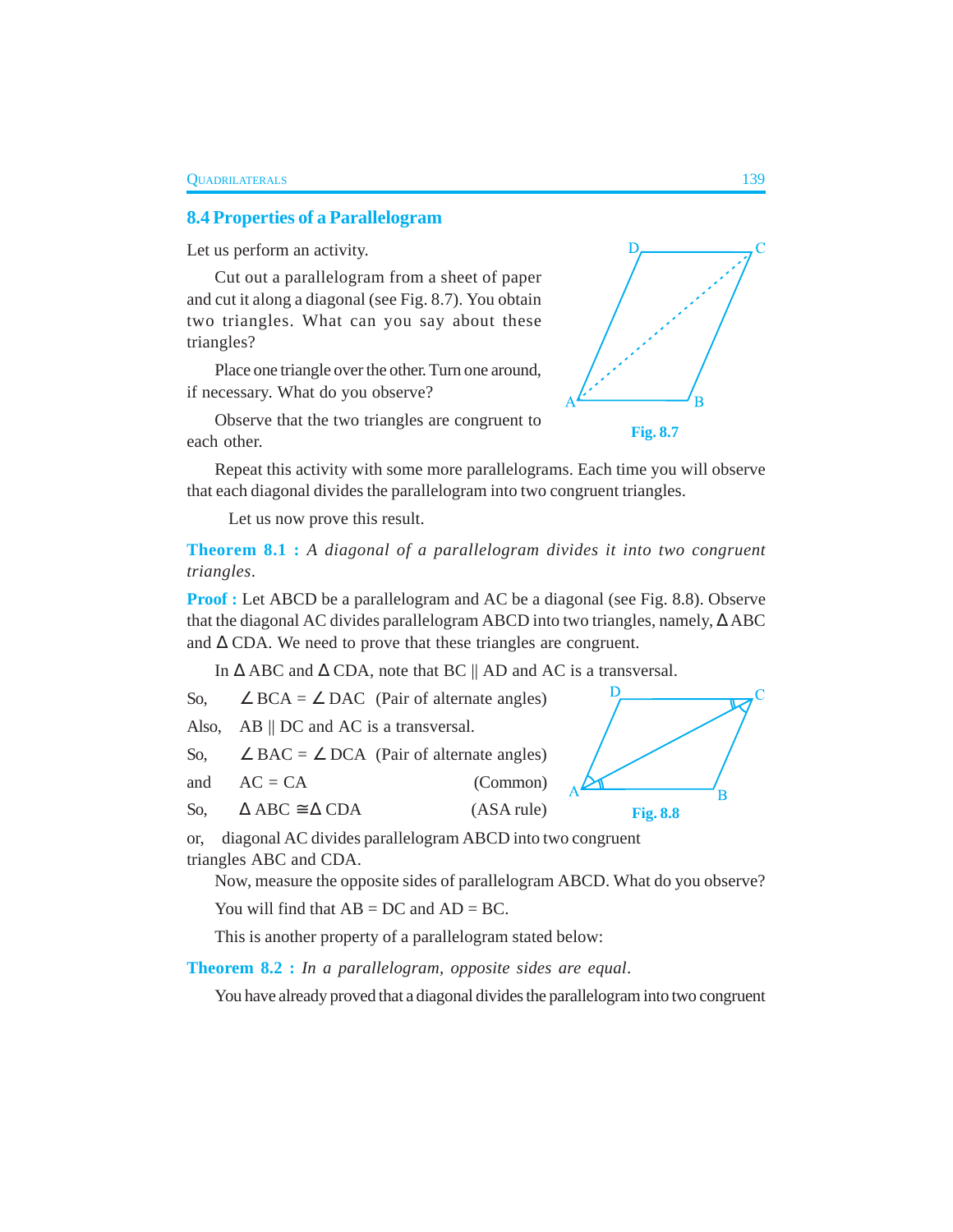## 8.4 Properties of a Parallelogram

Let us perform an activity.

Cut out a parallelogram from a sheet of paper and cut it along a diagonal (see Fig. 8.7). You obtain two triangles. What can you say about these triangles?

Place one triangle over the other. Turn one around, if necessary. What do you observe?

Observe that the two triangles are congruent to each other.

Fig. 8.7

Repeat this activity with some more parallelograms. Each time you will observe that each diagonal divides the parallelogram into two congruent triangles.

Let us now prove this result.

**Theorem 8.1 :** *A diagonal of a parallelogram divides it into two congruent triangles.*

**Proof :** Let ABCD be a parallelogram and AC be a diagonal (see Fig. 8.8). Observe that the diagonal AC divides parallelogram ABCD into two triangles, namely, $\Delta$ ABC and $\Delta$ CDA. We need to prove that these triangles are congruent.

In $\Delta$ ABC and $\Delta$ CDA, note that BC || AD and AC is a transversal.

So, $\angle$ BCA = $\angle$ DAC (Pair of alternate angles)

Also, AB || DC and AC is a transversal.

So, $\angle$ BAC = $\angle$ DCA (Pair of alternate angles)

and AC = CA (Common)

So, $\Delta$ ABC $\cong$ $\Delta$ CDA (ASA rule)

Fig. 8.8

or, diagonal AC divides parallelogram ABCD into two congruent triangles ABC and CDA.

Now, measure the opposite sides of parallelogram ABCD. What do you observe?

You will find that AB = DC and AD = BC.

This is another property of a parallelogram stated below:

**Theorem 8.2 :** *In a parallelogram, opposite sides are equal.*

You have already proved that a diagonal divides the parallelogram into two congruent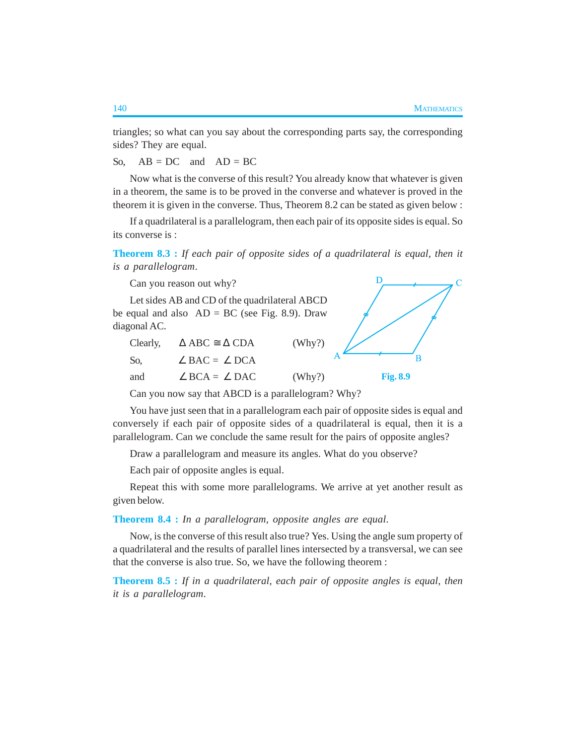triangles; so what can you say about the corresponding parts say, the corresponding sides? They are equal.

So, AB = DC and AD = BC

Now what is the converse of this result? You already know that whatever is given in a theorem, the same is to be proved in the converse and whatever is proved in the theorem it is given in the converse. Thus, Theorem 8.2 can be stated as given below :

If a quadrilateral is a parallelogram, then each pair of its opposite sides is equal. So its converse is :

**Theorem 8.3 :** *If each pair of opposite sides of a quadrilateral is equal, then it is a parallelogram.*

Can you reason out why?

Let sides AB and CD of the quadrilateral ABCD be equal and also AD = BC (see Fig. 8.9). Draw diagonal AC.

Clearly, $\Delta$ ABC $\cong \Delta$ CDA (Why?)

So, $\angle$ BAC = $\angle$ DCA

and $\angle$ BCA = $\angle$ DAC (Why?)

Fig. 8.9

Can you now say that ABCD is a parallelogram? Why?

You have just seen that in a parallelogram each pair of opposite sides is equal and conversely if each pair of opposite sides of a quadrilateral is equal, then it is a parallelogram. Can we conclude the same result for the pairs of opposite angles?

Draw a parallelogram and measure its angles. What do you observe?

Each pair of opposite angles is equal.

Repeat this with some more parallelograms. We arrive at yet another result as given below.

**Theorem 8.4 :** *In a parallelogram, opposite angles are equal.*

Now, is the converse of this result also true? Yes. Using the angle sum property of a quadrilateral and the results of parallel lines intersected by a transversal, we can see that the converse is also true. So, we have the following theorem :

**Theorem 8.5 :** *If in a quadrilateral, each pair of opposite angles is equal, then it is a parallelogram.*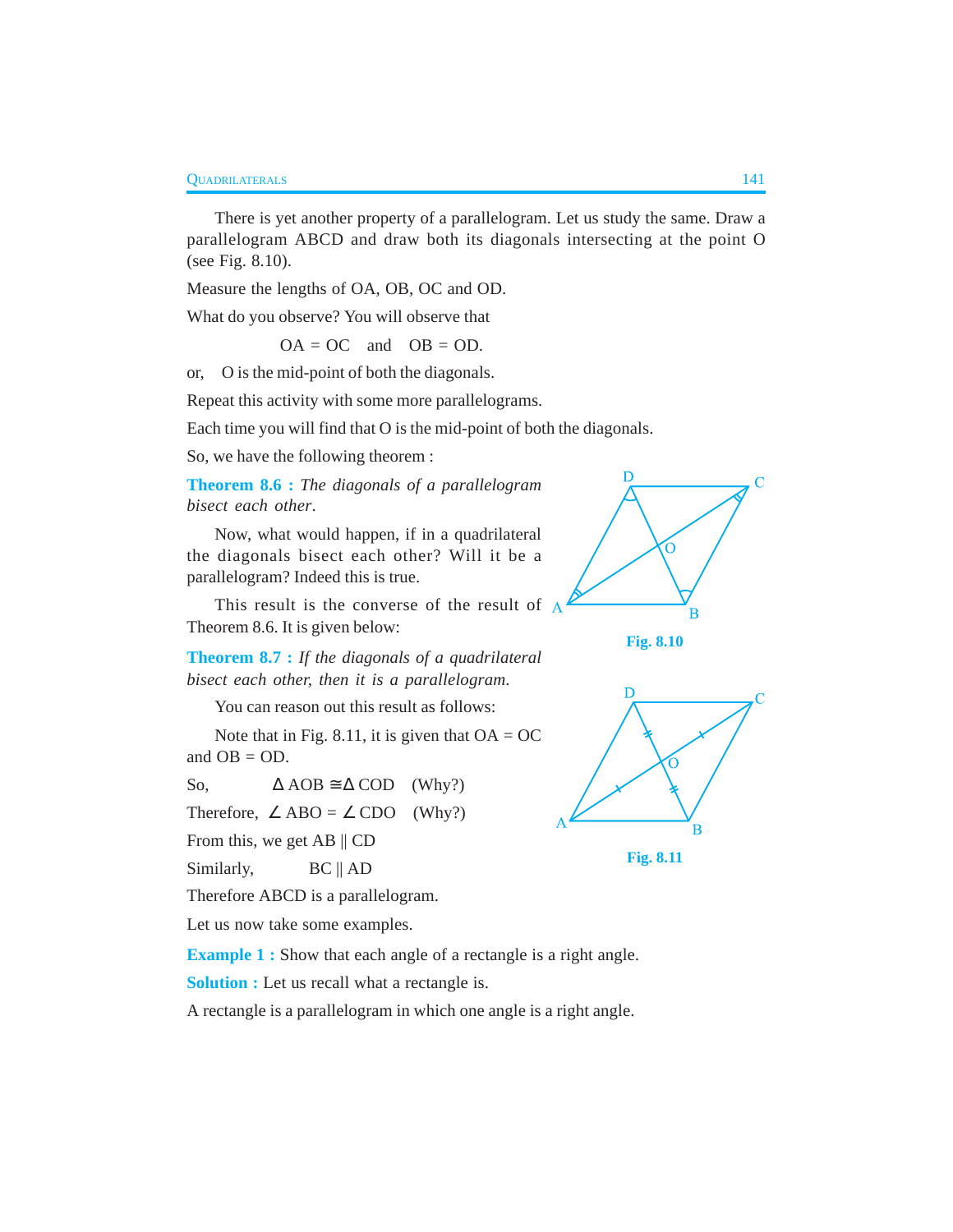There is yet another property of a parallelogram. Let us study the same. Draw a parallelogram ABCD and draw both its diagonals intersecting at the point O (see Fig. 8.10).

Measure the lengths of OA, OB, OC and OD.

What do you observe? You will observe that

$$OA = OC \quad \text{and} \quad OB = OD.$$

or, O is the mid-point of both the diagonals.

Repeat this activity with some more parallelograms.

Each time you will find that O is the mid-point of both the diagonals.

So, we have the following theorem :

**Theorem 8.6 :** *The diagonals of a parallelogram bisect each other.*

Now, what would happen, if in a quadrilateral the diagonals bisect each other? Will it be a parallelogram? Indeed this is true.

This result is the converse of the result of Theorem 8.6. It is given below:

Fig. 8.10

**Theorem 8.7 :** *If the diagonals of a quadrilateral bisect each other, then it is a parallelogram.*

You can reason out this result as follows:

Note that in Fig. 8.11, it is given that OA = OC and OB = OD.

So, $\Delta$ AOB $\cong \Delta$ COD (Why?)

Therefore, $\angle$ ABO = $\angle$ CDO (Why?)

From this, we get AB || CD

Similarly, BC || AD

Therefore ABCD is a parallelogram.

Fig. 8.11

Let us now take some examples.

**Example 1 :** Show that each angle of a rectangle is a right angle.

**Solution :** Let us recall what a rectangle is.

A rectangle is a parallelogram in which one angle is a right angle.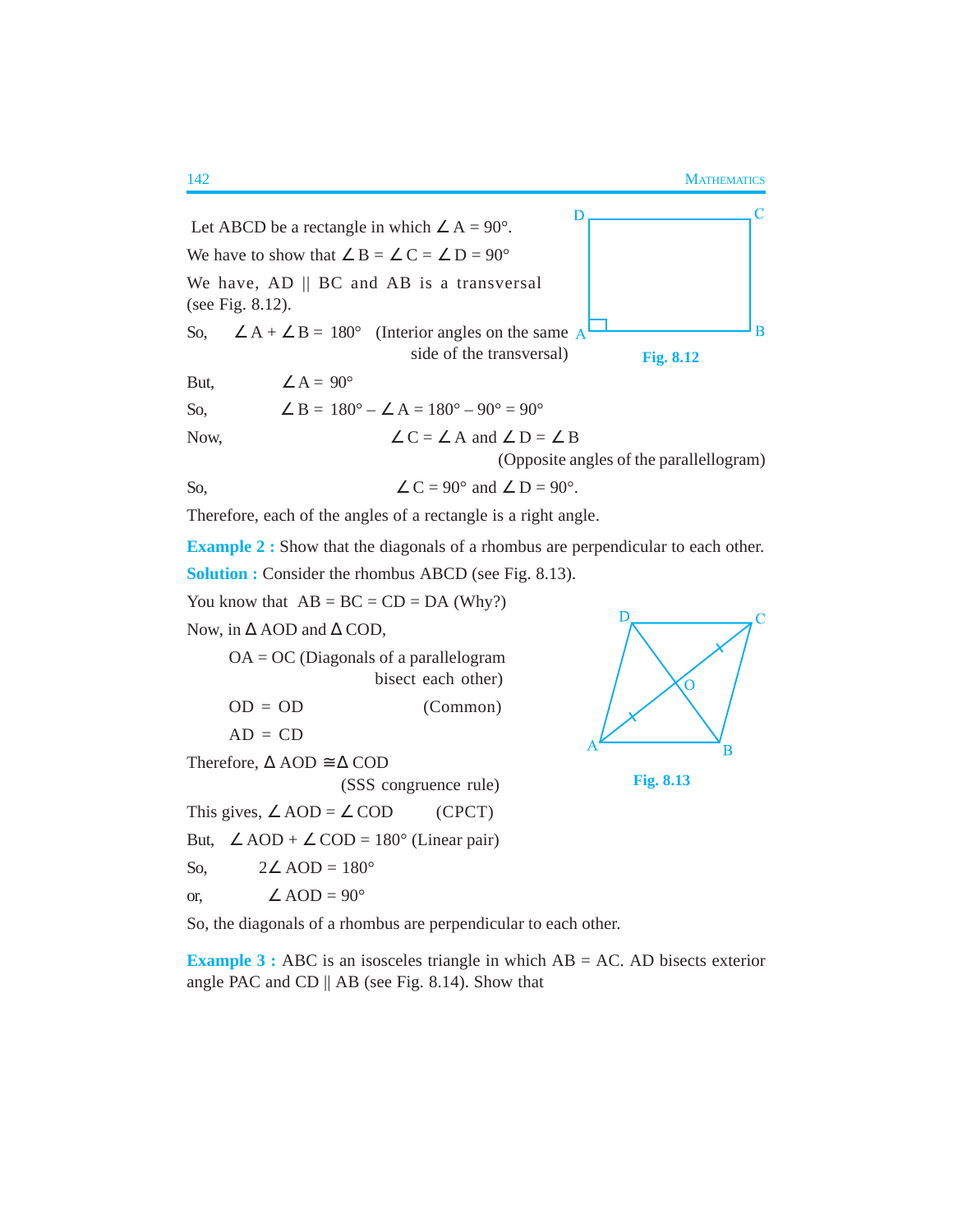Let ABCD be a rectangle in which $\angle A = 90°$.

We have to show that $\angle B = \angle C = \angle D = 90°$

We have, AD || BC and AB is a transversal (see Fig. 8.12).

So, $\angle A + \angle B = 180°$ (Interior angles on the same side of the transversal)

Fig. 8.12

But, $\angle A = 90°$

So, $\angle B = 180° - \angle A = 180° - 90° = 90°$

Now, $\angle C = \angle A$ and $\angle D = \angle B$

(Opposite angles of the parallellogram)

So, $\angle C = 90°$ and $\angle D = 90°$.

Therefore, each of the angles of a rectangle is a right angle.

**Example 2 :** Show that the diagonals of a rhombus are perpendicular to each other.

**Solution :** Consider the rhombus ABCD (see Fig. 8.13).

You know that AB = BC = CD = DA (Why?)

Now, in $\Delta$ AOD and $\Delta$ COD,

OA = OC (Diagonals of a parallelogram bisect each other)

OD = OD (Common)

AD = CD

Therefore, $\Delta AOD \cong \Delta COD$

(SSS congruence rule)

Fig. 8.13

This gives, $\angle AOD = \angle COD$ (CPCT)

But, $\angle AOD + \angle COD = 180°$ (Linear pair)

So, $2\angle AOD = 180°$

or, $\angle AOD = 90°$

So, the diagonals of a rhombus are perpendicular to each other.

**Example 3 :** ABC is an isosceles triangle in which AB = AC. AD bisects exterior angle PAC and CD || AB (see Fig. 8.14). Show that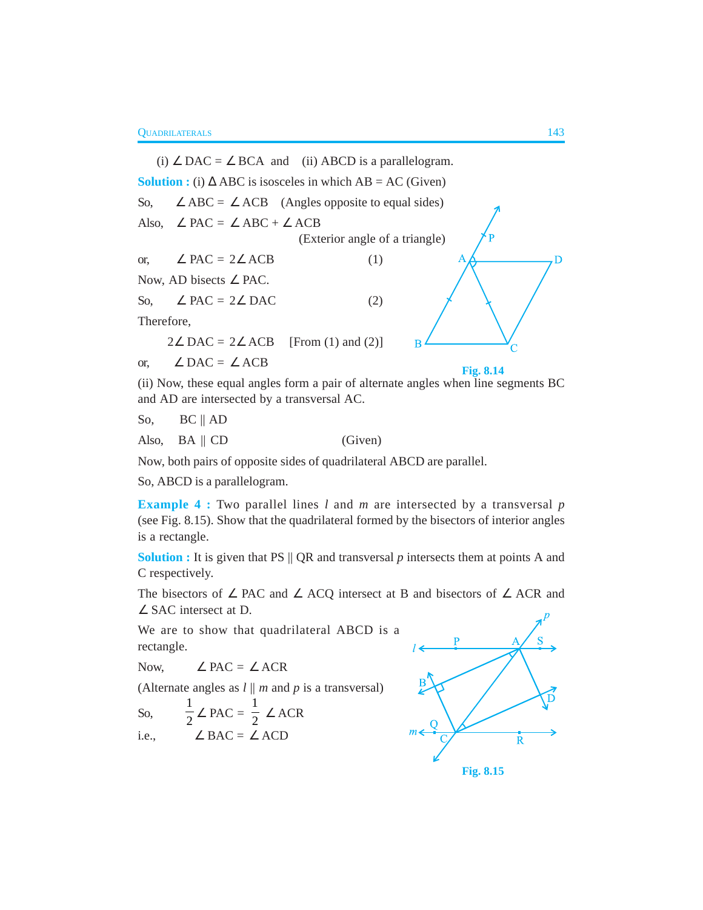(i) $\angle$ DAC = $\angle$ BCA and (ii) ABCD is a parallelogram.

**Solution :** (i) $\Delta$ ABC is isosceles in which AB = AC (Given)

So, $\angle$ ABC = $\angle$ ACB (Angles opposite to equal sides)

Also, $\angle$ PAC = $\angle$ ABC + $\angle$ ACB

(Exterior angle of a triangle)

or, $\angle$ PAC = 2$\angle$ ACB (1)

Now, AD bisects $\angle$ PAC.

So, $\angle$ PAC = 2$\angle$ DAC (2)

Therefore,

2$\angle$ DAC = 2$\angle$ ACB [From (1) and (2)]

or, $\angle$ DAC = $\angle$ ACB

Fig. 8.14

(ii) Now, these equal angles form a pair of alternate angles when line segments BC and AD are intersected by a transversal AC.

So, BC || AD

Also, BA || CD (Given)

Now, both pairs of opposite sides of quadrilateral ABCD are parallel.

So, ABCD is a parallelogram.

**Example 4 :** Two parallel lines $l$ and $m$ are intersected by a transversal $p$ (see Fig. 8.15). Show that the quadrilateral formed by the bisectors of interior angles is a rectangle.

**Solution :** It is given that PS || QR and transversal $p$ intersects them at points A and C respectively.

The bisectors of $\angle$ PAC and $\angle$ ACQ intersect at B and bisectors of $\angle$ ACR and $\angle$ SAC intersect at D.

We are to show that quadrilateral ABCD is a rectangle.

Now, $\angle$ PAC = $\angle$ ACR

(Alternate angles as $l$ || $m$ and $p$ is a transversal)

So, $\frac{1}{2}\angle$ PAC = $\frac{1}{2}\angle$ ACR

i.e., $\angle$ BAC = $\angle$ ACD

Fig. 8.15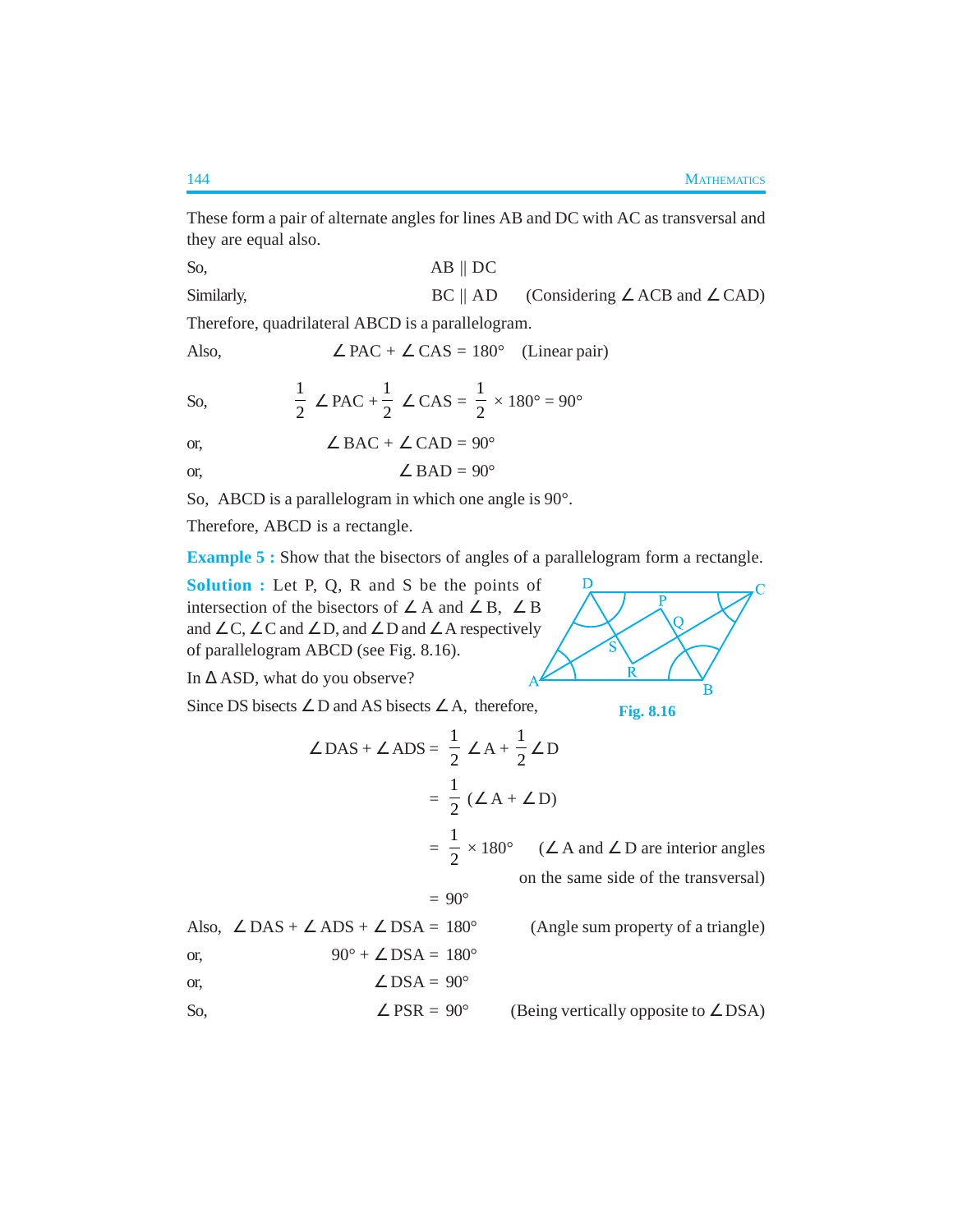These form a pair of alternate angles for lines AB and DC with AC as transversal and they are equal also.

So, $AB \parallel DC$

Similarly, $BC \parallel AD$ (Considering $\angle ACB$ and $\angle CAD$)

Therefore, quadrilateral ABCD is a parallelogram.

Also, $\angle PAC + \angle CAS = 180°$ (Linear pair)

So, $\frac{1}{2}\angle PAC + \frac{1}{2}\angle CAS = \frac{1}{2} \times 180° = 90°$

or, $\angle BAC + \angle CAD = 90°$

or, $\angle BAD = 90°$

So, ABCD is a parallelogram in which one angle is 90°.

Therefore, ABCD is a rectangle.

**Example 5 :** Show that the bisectors of angles of a parallelogram form a rectangle.

**Solution :** Let P, Q, R and S be the points of intersection of the bisectors of $\angle A$ and $\angle B$, $\angle B$ and $\angle C$, $\angle C$ and $\angle D$, and $\angle D$ and $\angle A$ respectively of parallelogram ABCD (see Fig. 8.16).

Fig. 8.16

In $\Delta$ ASD, what do you observe?

Since DS bisects $\angle D$ and AS bisects $\angle A$, therefore,

$$\angle DAS + \angle ADS = \frac{1}{2}\angle A + \frac{1}{2}\angle D$$

$$= \frac{1}{2}(\angle A + \angle D)$$

$$= \frac{1}{2} \times 180° \quad (\angle A \text{ and } \angle D \text{ are interior angles on the same side of the transversal})$$

$$= 90°$$

Also, $\angle DAS + \angle ADS + \angle DSA = 180°$ (Angle sum property of a triangle)

or, $90° + \angle DSA = 180°$

or, $\angle DSA = 90°$

So, $\angle PSR = 90°$ (Being vertically opposite to $\angle DSA$)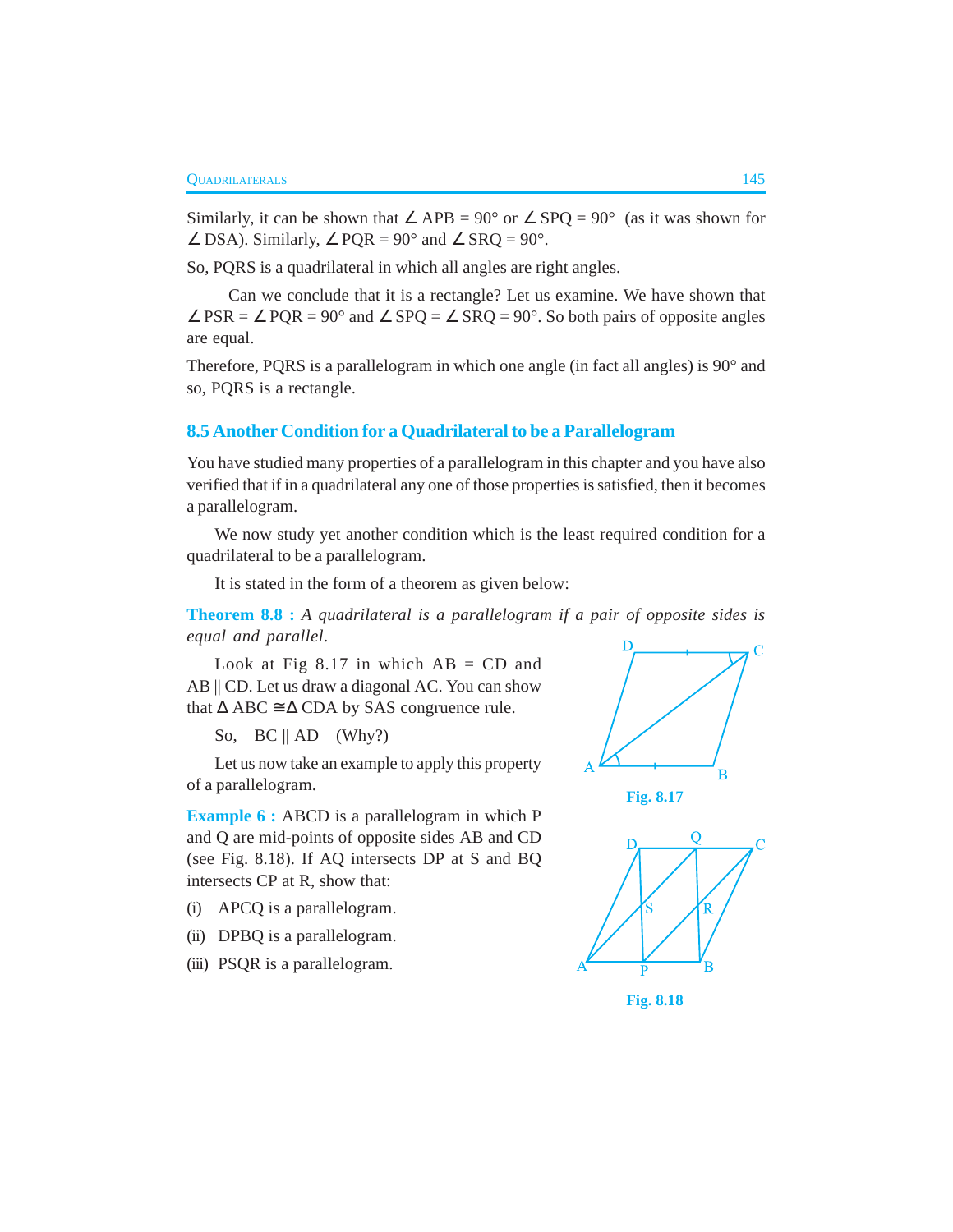Similarly, it can be shown that $\angle$ APB = 90° or $\angle$ SPQ = 90° (as it was shown for $\angle$ DSA). Similarly, $\angle$ PQR = 90° and $\angle$ SRQ = 90°.

So, PQRS is a quadrilateral in which all angles are right angles.

Can we conclude that it is a rectangle? Let us examine. We have shown that $\angle$ PSR = $\angle$ PQR = 90° and $\angle$ SPQ = $\angle$ SRQ = 90°. So both pairs of opposite angles are equal.

Therefore, PQRS is a parallelogram in which one angle (in fact all angles) is 90° and so, PQRS is a rectangle.

## 8.5 Another Condition for a Quadrilateral to be a Parallelogram

You have studied many properties of a parallelogram in this chapter and you have also verified that if in a quadrilateral any one of those properties is satisfied, then it becomes a parallelogram.

We now study yet another condition which is the least required condition for a quadrilateral to be a parallelogram.

It is stated in the form of a theorem as given below:

**Theorem 8.8 :** *A quadrilateral is a parallelogram if a pair of opposite sides is equal and parallel.*

Look at Fig 8.17 in which AB = CD and AB || CD. Let us draw a diagonal AC. You can show that $\Delta$ ABC $\cong$ $\Delta$ CDA by SAS congruence rule.

So, BC || AD (Why?)

Let us now take an example to apply this property of a parallelogram.

Fig. 8.17

**Example 6 :** ABCD is a parallelogram in which P and Q are mid-points of opposite sides AB and CD (see Fig. 8.18). If AQ intersects DP at S and BQ intersects CP at R, show that:

(i) APCQ is a parallelogram.

(ii) DPBQ is a parallelogram.

(iii) PSQR is a parallelogram.

Fig. 8.18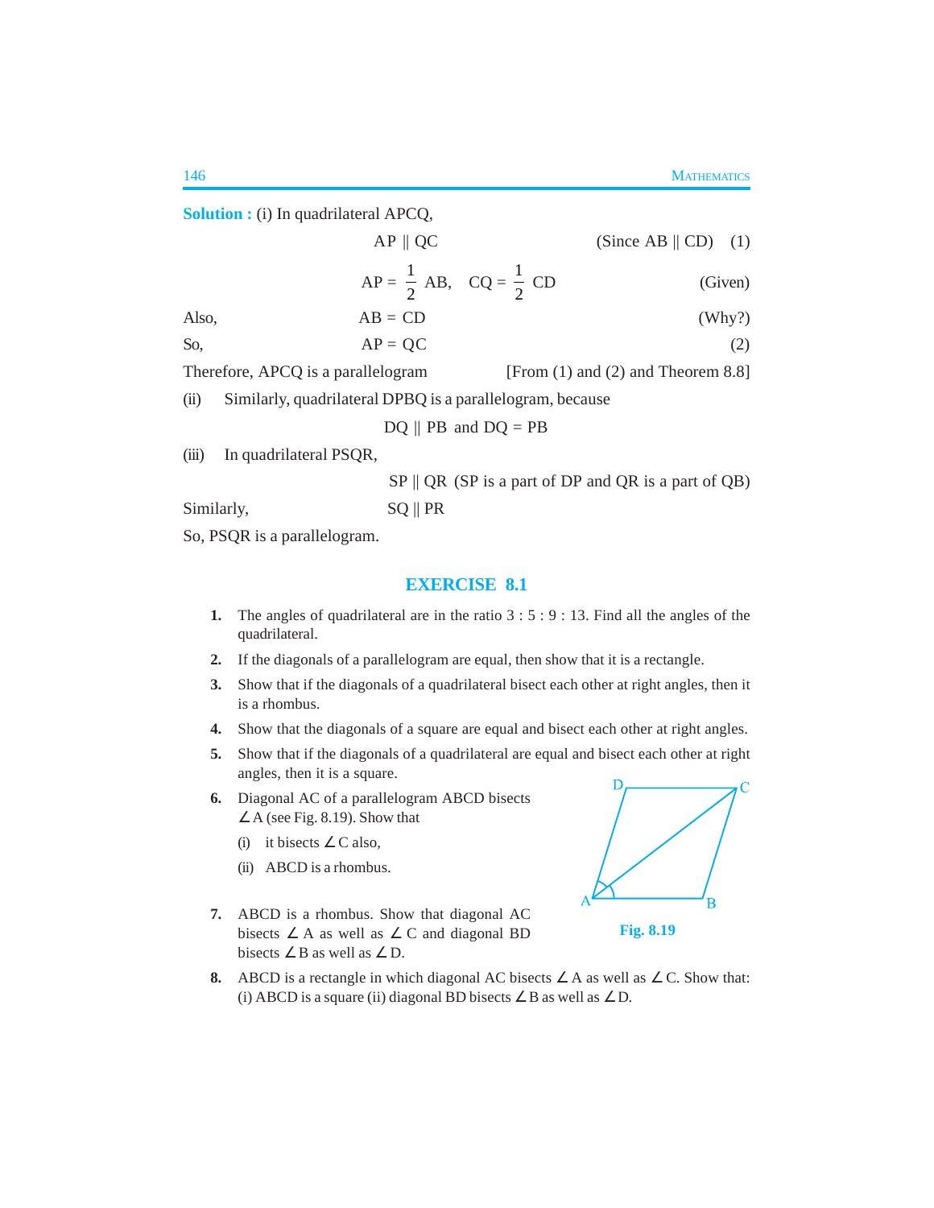**Solution :** (i) In quadrilateral APCQ,

$$AP \parallel QC \quad \text{(Since } AB \parallel CD\text{)} \quad (1)$$

$$AP = \frac{1}{2} AB, \quad CQ = \frac{1}{2} CD \quad \text{(Given)}$$

Also, $AB = CD$ (Why?)

So, $AP = QC$ (2)

Therefore, APCQ is a parallelogram [From (1) and (2) and Theorem 8.8]

(ii) Similarly, quadrilateral DPBQ is a parallelogram, because

$$DQ \parallel PB \text{ and } DQ = PB$$

(iii) In quadrilateral PSQR,

$$SP \parallel QR \text{ (SP is a part of DP and QR is a part of QB)}$$

Similarly, $SQ \parallel PR$

So, PSQR is a parallelogram.

## EXERCISE 8.1

1. The angles of quadrilateral are in the ratio 3 : 5 : 9 : 13. Find all the angles of the quadrilateral.
2. If the diagonals of a parallelogram are equal, then show that it is a rectangle.
3. Show that if the diagonals of a quadrilateral bisect each other at right angles, then it is a rhombus.
4. Show that the diagonals of a square are equal and bisect each other at right angles.
5. Show that if the diagonals of a quadrilateral are equal and bisect each other at right angles, then it is a square.
6. Diagonal AC of a parallelogram ABCD bisects ∠ A (see Fig. 8.19). Show that
   (i) it bisects ∠ C also,
   (ii) ABCD is a rhombus.

Fig. 8.19

7. ABCD is a rhombus. Show that diagonal AC bisects ∠ A as well as ∠ C and diagonal BD bisects ∠ B as well as ∠ D.
8. ABCD is a rectangle in which diagonal AC bisects ∠ A as well as ∠ C. Show that: (i) ABCD is a square (ii) diagonal BD bisects ∠ B as well as ∠ D.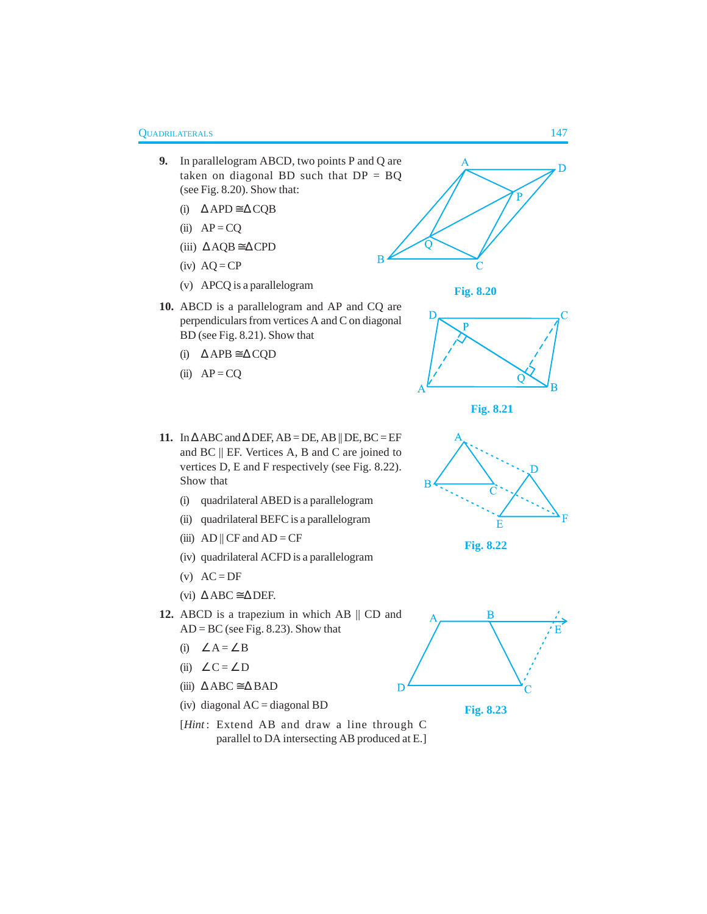**9.** In parallelogram ABCD, two points P and Q are taken on diagonal BD such that DP = BQ (see Fig. 8.20). Show that:

(i) $\Delta APD \cong \Delta CQB$

(ii) AP = CQ

(iii) $\Delta AQB \cong \Delta CPD$

(iv) AQ = CP

(v) APCQ is a parallelogram

Fig. 8.20

**10.** ABCD is a parallelogram and AP and CQ are perpendiculars from vertices A and C on diagonal BD (see Fig. 8.21). Show that

(i) $\Delta APB \cong \Delta CQD$

(ii) AP = CQ

Fig. 8.21

**11.** In $\Delta ABC$ and $\Delta DEF$, AB = DE, AB || DE, BC = EF and BC || EF. Vertices A, B and C are joined to vertices D, E and F respectively (see Fig. 8.22). Show that

(i) quadrilateral ABED is a parallelogram

(ii) quadrilateral BEFC is a parallelogram

(iii) AD || CF and AD = CF

(iv) quadrilateral ACFD is a parallelogram

(v) AC = DF

(vi) $\Delta ABC \cong \Delta DEF$.

Fig. 8.22

**12.** ABCD is a trapezium in which AB || CD and AD = BC (see Fig. 8.23). Show that

(i) $\angle A = \angle B$

(ii) $\angle C = \angle D$

(iii) $\Delta ABC \cong \Delta BAD$

(iv) diagonal AC = diagonal BD

[*Hint*: Extend AB and draw a line through C parallel to DA intersecting AB produced at E.]

Fig. 8.23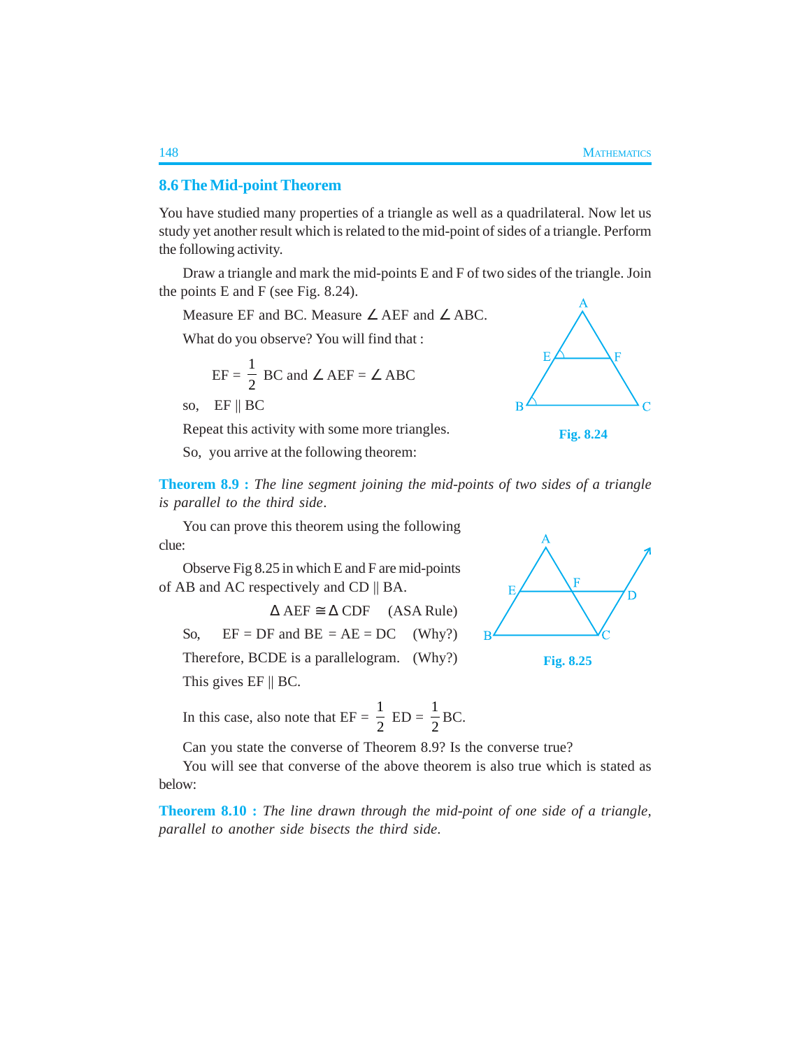## 8.6 The Mid-point Theorem

You have studied many properties of a triangle as well as a quadrilateral. Now let us study yet another result which is related to the mid-point of sides of a triangle. Perform the following activity.

Draw a triangle and mark the mid-points E and F of two sides of the triangle. Join the points E and F (see Fig. 8.24).

Measure EF and BC. Measure $\angle$ AEF and $\angle$ ABC.

What do you observe? You will find that :

$$EF = \frac{1}{2} BC \text{ and } \angle AEF = \angle ABC$$

so, EF || BC

Repeat this activity with some more triangles.

So, you arrive at the following theorem:

Fig. 8.24

**Theorem 8.9 :** *The line segment joining the mid-points of two sides of a triangle is parallel to the third side.*

You can prove this theorem using the following clue:

Observe Fig 8.25 in which E and F are mid-points of AB and AC respectively and CD || BA.

$\Delta$ AEF $\cong \Delta$ CDF (ASA Rule)

So, EF = DF and BE = AE = DC (Why?)

Therefore, BCDE is a parallelogram. (Why?)

This gives EF || BC.

Fig. 8.25

In this case, also note that $EF = \frac{1}{2} ED = \frac{1}{2} BC$.

Can you state the converse of Theorem 8.9? Is the converse true?

You will see that converse of the above theorem is also true which is stated as below:

**Theorem 8.10 :** *The line drawn through the mid-point of one side of a triangle, parallel to another side bisects the third side.*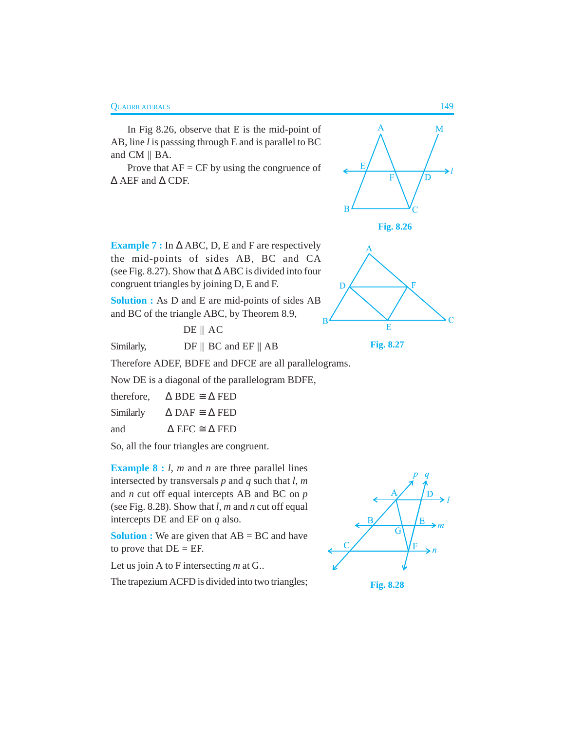In Fig 8.26, observe that E is the mid-point of AB, line $l$ is passsing through E and is parallel to BC and CM || BA.

Prove that AF = CF by using the congruence of $\Delta$ AEF and $\Delta$ CDF.

Fig. 8.26

**Example 7 :** In $\Delta$ ABC, D, E and F are respectively the mid-points of sides AB, BC and CA (see Fig. 8.27). Show that $\Delta$ ABC is divided into four congruent triangles by joining D, E and F.

**Solution :** As D and E are mid-points of sides AB and BC of the triangle ABC, by Theorem 8.9,

DE || AC

Similarly, DF || BC and EF || AB

Fig. 8.27

Therefore ADEF, BDFE and DFCE are all parallelograms.

Now DE is a diagonal of the parallelogram BDFE,

therefore, $\Delta$ BDE $\cong$ $\Delta$ FED

Similarly $\Delta$ DAF $\cong$ $\Delta$ FED

and $\Delta$ EFC $\cong$ $\Delta$ FED

So, all the four triangles are congruent.

**Example 8 :** $l$, $m$ and $n$ are three parallel lines intersected by transversals $p$ and $q$ such that $l$, $m$ and $n$ cut off equal intercepts AB and BC on $p$ (see Fig. 8.28). Show that $l$, $m$ and $n$ cut off equal intercepts DE and EF on $q$ also.

**Solution :** We are given that AB = BC and have to prove that DE = EF.

Let us join A to F intersecting $m$ at G..

The trapezium ACFD is divided into two triangles;

Fig. 8.28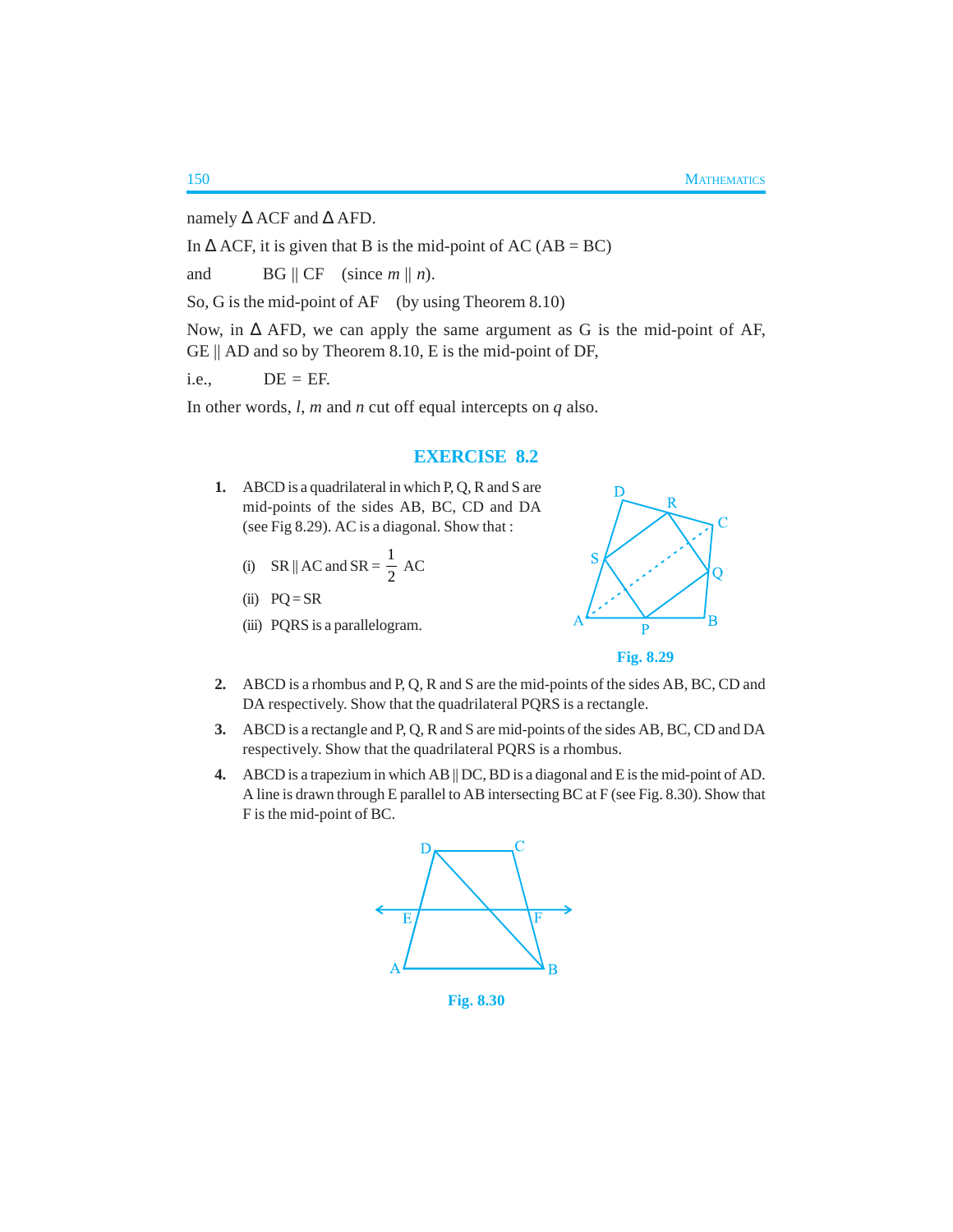namely $\Delta$ ACF and $\Delta$ AFD.

In $\Delta$ ACF, it is given that B is the mid-point of AC (AB = BC)

and BG || CF (since $m \parallel n$).

So, G is the mid-point of AF (by using Theorem 8.10)

Now, in $\Delta$ AFD, we can apply the same argument as G is the mid-point of AF, GE || AD and so by Theorem 8.10, E is the mid-point of DF,

i.e., DE = EF.

In other words, $l$, $m$ and $n$ cut off equal intercepts on $q$ also.

## EXERCISE 8.2

1. ABCD is a quadrilateral in which P, Q, R and S are mid-points of the sides AB, BC, CD and DA (see Fig 8.29). AC is a diagonal. Show that :

   (i) SR || AC and SR = $\frac{1}{2}$ AC

   (ii) PQ = SR

   (iii) PQRS is a parallelogram.

Fig. 8.29

2. ABCD is a rhombus and P, Q, R and S are the mid-points of the sides AB, BC, CD and DA respectively. Show that the quadrilateral PQRS is a rectangle.

3. ABCD is a rectangle and P, Q, R and S are mid-points of the sides AB, BC, CD and DA respectively. Show that the quadrilateral PQRS is a rhombus.

4. ABCD is a trapezium in which AB || DC, BD is a diagonal and E is the mid-point of AD. A line is drawn through E parallel to AB intersecting BC at F (see Fig. 8.30). Show that F is the mid-point of BC.

Fig. 8.30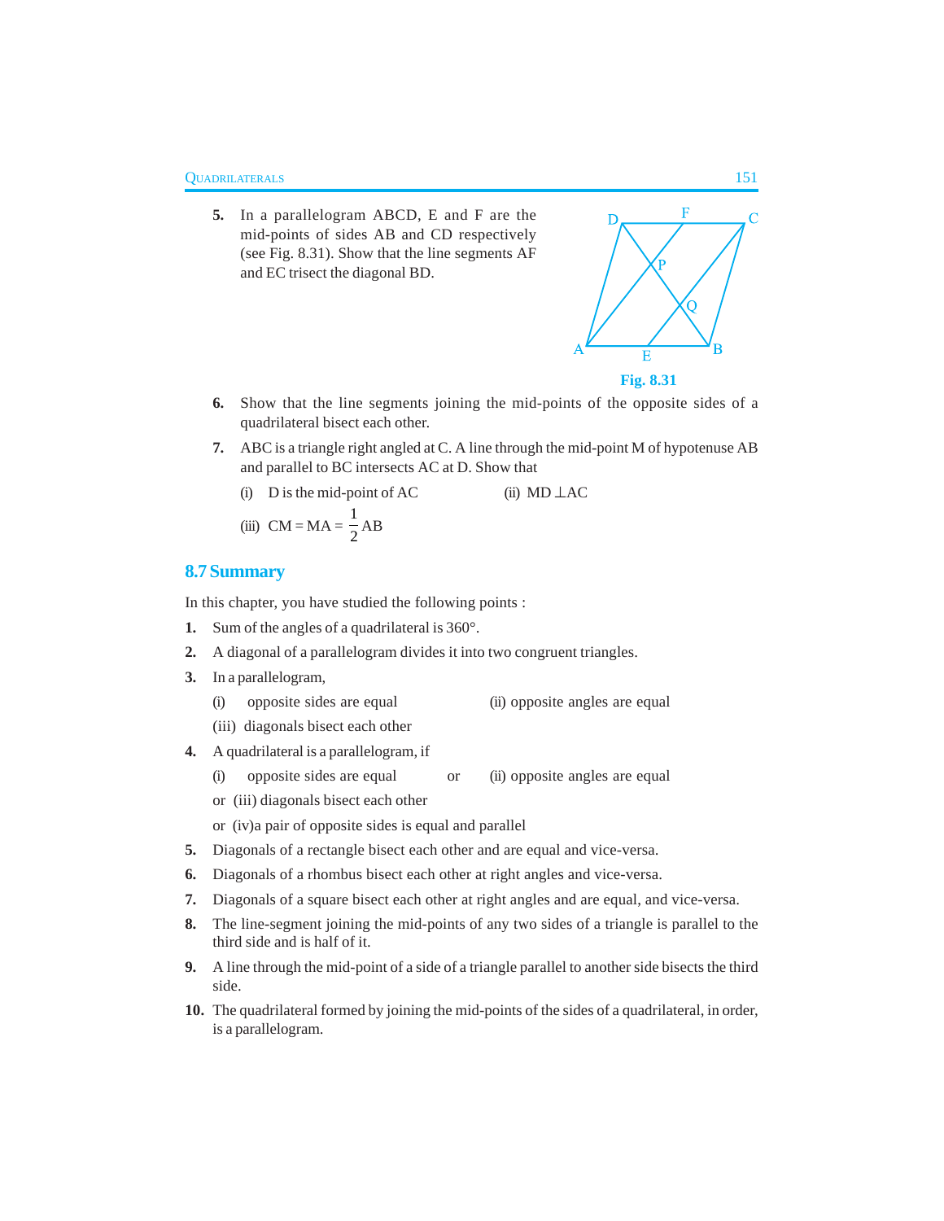5. In a parallelogram ABCD, E and F are the mid-points of sides AB and CD respectively (see Fig. 8.31). Show that the line segments AF and EC trisect the diagonal BD.

Fig. 8.31

6. Show that the line segments joining the mid-points of the opposite sides of a quadrilateral bisect each other.

7. ABC is a triangle right angled at C. A line through the mid-point M of hypotenuse AB and parallel to BC intersects AC at D. Show that

   (i) D is the mid-point of AC (ii) $MD \perp AC$

   (iii) $CM = MA = \frac{1}{2}AB$

## 8.7 Summary

In this chapter, you have studied the following points :

1. Sum of the angles of a quadrilateral is 360°.
2. A diagonal of a parallelogram divides it into two congruent triangles.
3. In a parallelogram,

   (i) opposite sides are equal (ii) opposite angles are equal

   (iii) diagonals bisect each other
4. A quadrilateral is a parallelogram, if

   (i) opposite sides are equal or (ii) opposite angles are equal

   or (iii) diagonals bisect each other

   or (iv)a pair of opposite sides is equal and parallel
5. Diagonals of a rectangle bisect each other and are equal and vice-versa.
6. Diagonals of a rhombus bisect each other at right angles and vice-versa.
7. Diagonals of a square bisect each other at right angles and are equal, and vice-versa.
8. The line-segment joining the mid-points of any two sides of a triangle is parallel to the third side and is half of it.
9. A line through the mid-point of a side of a triangle parallel to another side bisects the third side.
10. The quadrilateral formed by joining the mid-points of the sides of a quadrilateral, in order, is a parallelogram.